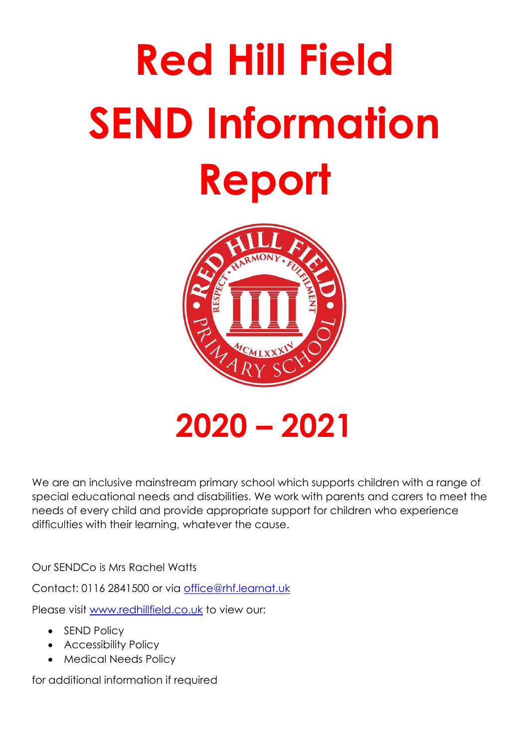# Red Hill Field SEND Information Report

# 2020 – 2021

We are an inclusive mainstream primary school which supports children with a range of special educational needs and disabilities. We work with parents and carers to meet the needs of every child and provide appropriate support for children who experience difficulties with their learning, whatever the cause.

Our SENDCo is Mrs Rachel Watts

Contact: 0116 2841500 or via office@rhf.learnat.uk

Please visit www.redhillfield.co.uk to view our:

- SEND Policy
- Accessibility Policy
- Medical Needs Policy

for additional information if required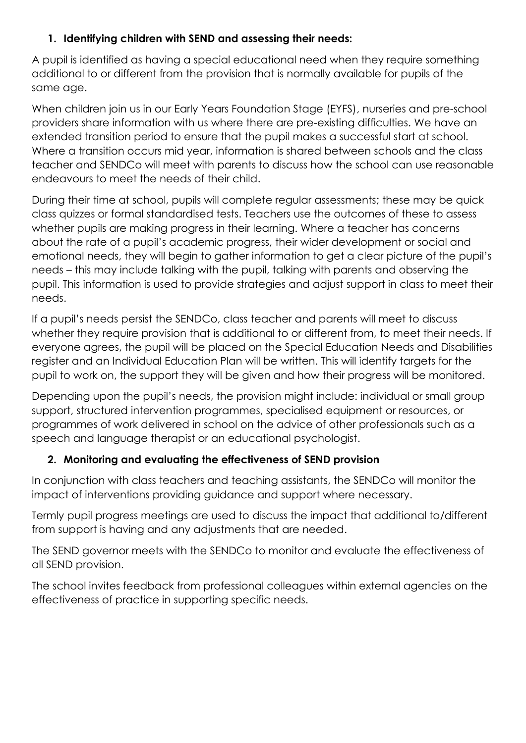1. **Identifying children with SEND and assessing their needs:**

A pupil is identified as having a special educational need when they require something additional to or different from the provision that is normally available for pupils of the same age.

When children join us in our Early Years Foundation Stage (EYFS), nurseries and pre-school providers share information with us where there are pre-existing difficulties. We have an extended transition period to ensure that the pupil makes a successful start at school. Where a transition occurs mid year, information is shared between schools and the class teacher and SENDCo will meet with parents to discuss how the school can use reasonable endeavours to meet the needs of their child.

During their time at school, pupils will complete regular assessments; these may be quick class quizzes or formal standardised tests. Teachers use the outcomes of these to assess whether pupils are making progress in their learning. Where a teacher has concerns about the rate of a pupil's academic progress, their wider development or social and emotional needs, they will begin to gather information to get a clear picture of the pupil's needs – this may include talking with the pupil, talking with parents and observing the pupil. This information is used to provide strategies and adjust support in class to meet their needs.

If a pupil's needs persist the SENDCo, class teacher and parents will meet to discuss whether they require provision that is additional to or different from, to meet their needs. If everyone agrees, the pupil will be placed on the Special Education Needs and Disabilities register and an Individual Education Plan will be written. This will identify targets for the pupil to work on, the support they will be given and how their progress will be monitored.

Depending upon the pupil's needs, the provision might include: individual or small group support, structured intervention programmes, specialised equipment or resources, or programmes of work delivered in school on the advice of other professionals such as a speech and language therapist or an educational psychologist.

2. **Monitoring and evaluating the effectiveness of SEND provision**

In conjunction with class teachers and teaching assistants, the SENDCo will monitor the impact of interventions providing guidance and support where necessary.

Termly pupil progress meetings are used to discuss the impact that additional to/different from support is having and any adjustments that are needed.

The SEND governor meets with the SENDCo to monitor and evaluate the effectiveness of all SEND provision.

The school invites feedback from professional colleagues within external agencies on the effectiveness of practice in supporting specific needs.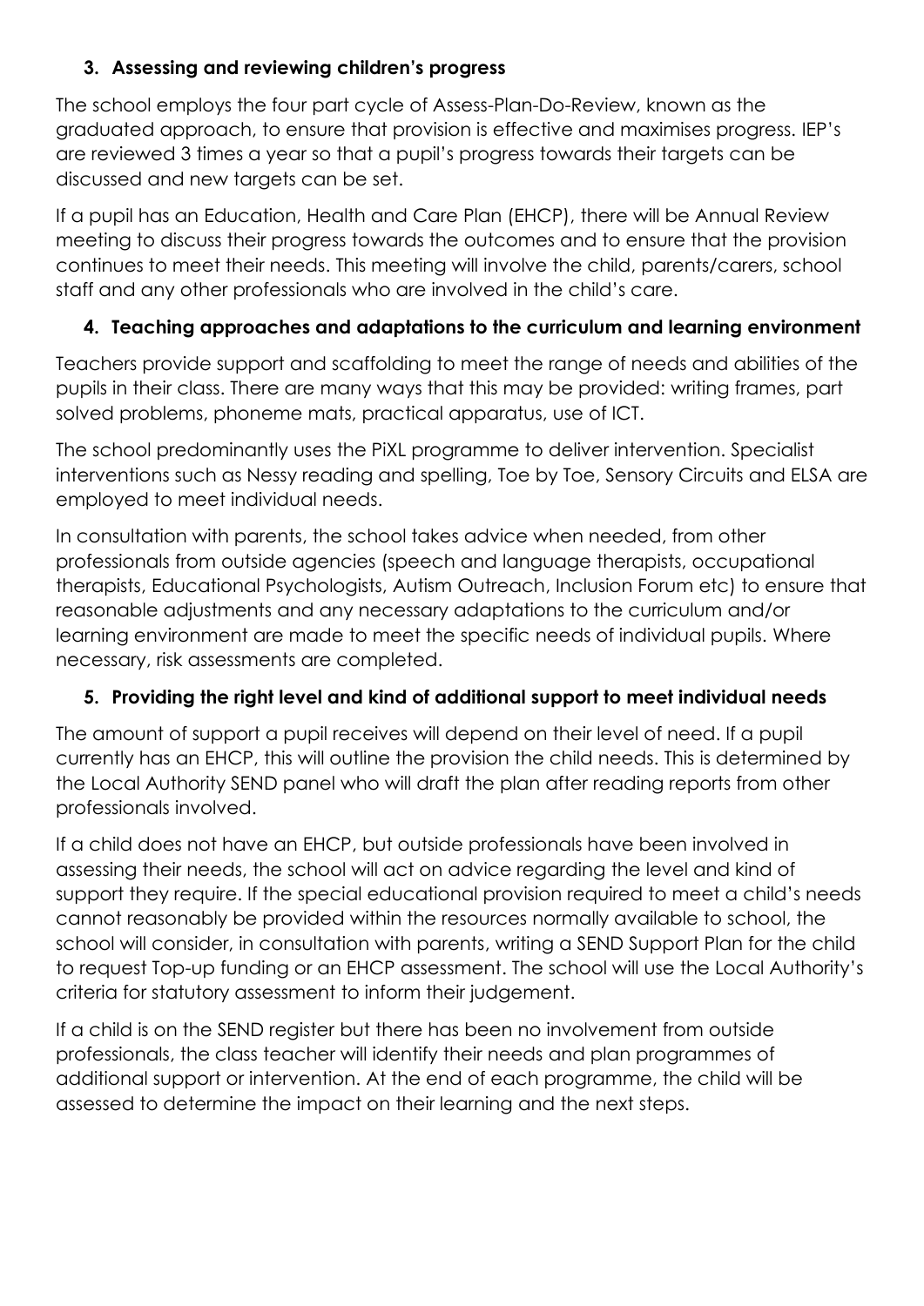### 3. Assessing and reviewing children's progress

The school employs the four part cycle of Assess-Plan-Do-Review, known as the graduated approach, to ensure that provision is effective and maximises progress. IEP's are reviewed 3 times a year so that a pupil's progress towards their targets can be discussed and new targets can be set.

If a pupil has an Education, Health and Care Plan (EHCP), there will be Annual Review meeting to discuss their progress towards the outcomes and to ensure that the provision continues to meet their needs. This meeting will involve the child, parents/carers, school staff and any other professionals who are involved in the child's care.

### 4. Teaching approaches and adaptations to the curriculum and learning environment

Teachers provide support and scaffolding to meet the range of needs and abilities of the pupils in their class. There are many ways that this may be provided: writing frames, part solved problems, phoneme mats, practical apparatus, use of ICT.

The school predominantly uses the PiXL programme to deliver intervention. Specialist interventions such as Nessy reading and spelling, Toe by Toe, Sensory Circuits and ELSA are employed to meet individual needs.

In consultation with parents, the school takes advice when needed, from other professionals from outside agencies (speech and language therapists, occupational therapists, Educational Psychologists, Autism Outreach, Inclusion Forum etc) to ensure that reasonable adjustments and any necessary adaptations to the curriculum and/or learning environment are made to meet the specific needs of individual pupils. Where necessary, risk assessments are completed.

### 5. Providing the right level and kind of additional support to meet individual needs

The amount of support a pupil receives will depend on their level of need. If a pupil currently has an EHCP, this will outline the provision the child needs. This is determined by the Local Authority SEND panel who will draft the plan after reading reports from other professionals involved.

If a child does not have an EHCP, but outside professionals have been involved in assessing their needs, the school will act on advice regarding the level and kind of support they require. If the special educational provision required to meet a child's needs cannot reasonably be provided within the resources normally available to school, the school will consider, in consultation with parents, writing a SEND Support Plan for the child to request Top-up funding or an EHCP assessment. The school will use the Local Authority's criteria for statutory assessment to inform their judgement.

If a child is on the SEND register but there has been no involvement from outside professionals, the class teacher will identify their needs and plan programmes of additional support or intervention. At the end of each programme, the child will be assessed to determine the impact on their learning and the next steps.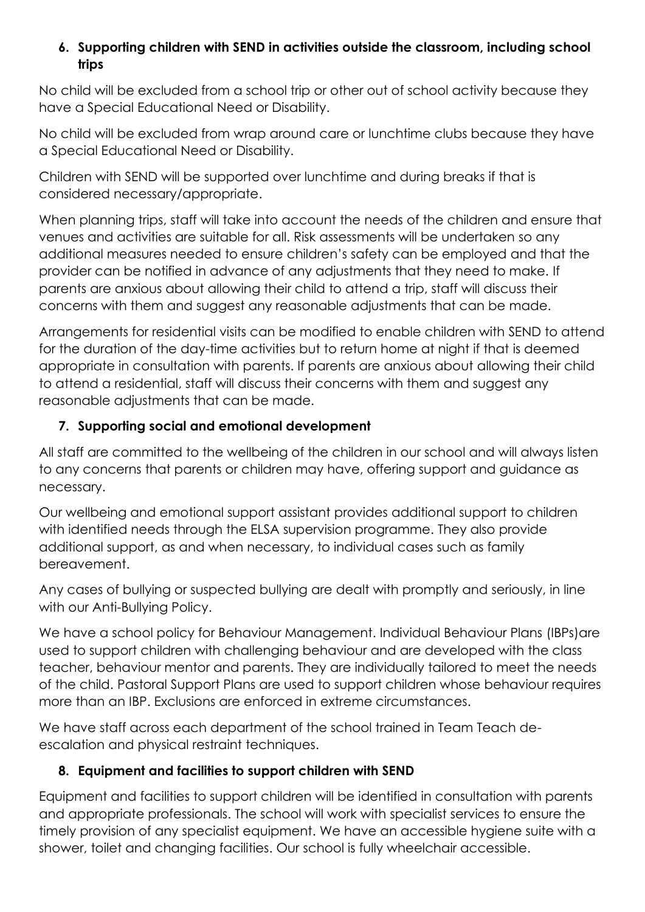## 6. Supporting children with SEND in activities outside the classroom, including school trips

No child will be excluded from a school trip or other out of school activity because they have a Special Educational Need or Disability.

No child will be excluded from wrap around care or lunchtime clubs because they have a Special Educational Need or Disability.

Children with SEND will be supported over lunchtime and during breaks if that is considered necessary/appropriate.

When planning trips, staff will take into account the needs of the children and ensure that venues and activities are suitable for all. Risk assessments will be undertaken so any additional measures needed to ensure children's safety can be employed and that the provider can be notified in advance of any adjustments that they need to make. If parents are anxious about allowing their child to attend a trip, staff will discuss their concerns with them and suggest any reasonable adjustments that can be made.

Arrangements for residential visits can be modified to enable children with SEND to attend for the duration of the day-time activities but to return home at night if that is deemed appropriate in consultation with parents. If parents are anxious about allowing their child to attend a residential, staff will discuss their concerns with them and suggest any reasonable adjustments that can be made.

## 7. Supporting social and emotional development

All staff are committed to the wellbeing of the children in our school and will always listen to any concerns that parents or children may have, offering support and guidance as necessary.

Our wellbeing and emotional support assistant provides additional support to children with identified needs through the ELSA supervision programme. They also provide additional support, as and when necessary, to individual cases such as family bereavement.

Any cases of bullying or suspected bullying are dealt with promptly and seriously, in line with our Anti-Bullying Policy.

We have a school policy for Behaviour Management. Individual Behaviour Plans (IBPs)are used to support children with challenging behaviour and are developed with the class teacher, behaviour mentor and parents. They are individually tailored to meet the needs of the child. Pastoral Support Plans are used to support children whose behaviour requires more than an IBP. Exclusions are enforced in extreme circumstances.

We have staff across each department of the school trained in Team Teach de-escalation and physical restraint techniques.

## 8. Equipment and facilities to support children with SEND

Equipment and facilities to support children will be identified in consultation with parents and appropriate professionals. The school will work with specialist services to ensure the timely provision of any specialist equipment. We have an accessible hygiene suite with a shower, toilet and changing facilities. Our school is fully wheelchair accessible.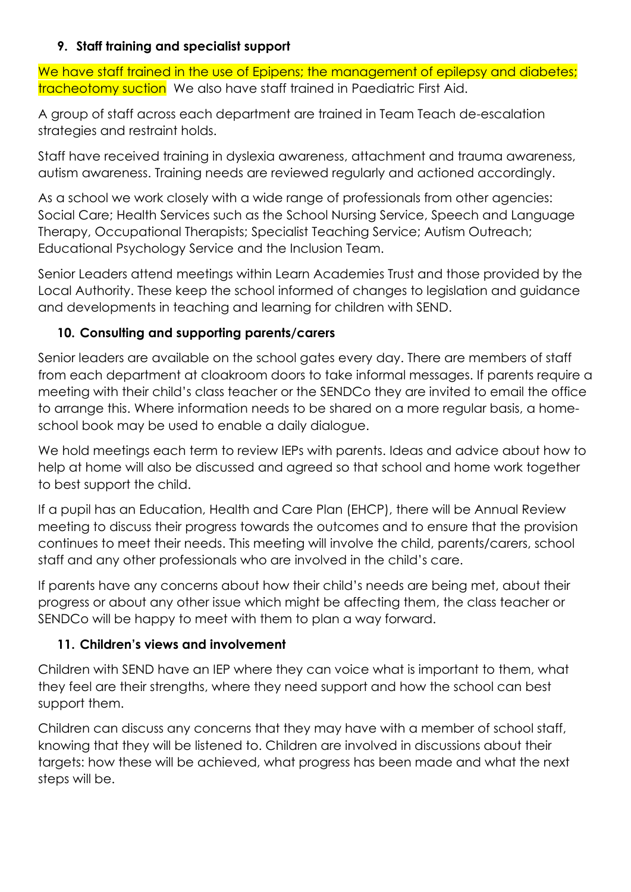## 9. Staff training and specialist support

We have staff trained in the use of Epipens; the management of epilepsy and diabetes; tracheotomy suction  We also have staff trained in Paediatric First Aid.

A group of staff across each department are trained in Team Teach de-escalation strategies and restraint holds.

Staff have received training in dyslexia awareness, attachment and trauma awareness, autism awareness. Training needs are reviewed regularly and actioned accordingly.

As a school we work closely with a wide range of professionals from other agencies: Social Care; Health Services such as the School Nursing Service, Speech and Language Therapy, Occupational Therapists; Specialist Teaching Service; Autism Outreach; Educational Psychology Service and the Inclusion Team.

Senior Leaders attend meetings within Learn Academies Trust and those provided by the Local Authority. These keep the school informed of changes to legislation and guidance and developments in teaching and learning for children with SEND.

## 10. Consulting and supporting parents/carers

Senior leaders are available on the school gates every day. There are members of staff from each department at cloakroom doors to take informal messages. If parents require a meeting with their child's class teacher or the SENDCo they are invited to email the office to arrange this. Where information needs to be shared on a more regular basis, a home-school book may be used to enable a daily dialogue.

We hold meetings each term to review IEPs with parents. Ideas and advice about how to help at home will also be discussed and agreed so that school and home work together to best support the child.

If a pupil has an Education, Health and Care Plan (EHCP), there will be Annual Review meeting to discuss their progress towards the outcomes and to ensure that the provision continues to meet their needs. This meeting will involve the child, parents/carers, school staff and any other professionals who are involved in the child's care.

If parents have any concerns about how their child's needs are being met, about their progress or about any other issue which might be affecting them, the class teacher or SENDCo will be happy to meet with them to plan a way forward.

## 11. Children's views and involvement

Children with SEND have an IEP where they can voice what is important to them, what they feel are their strengths, where they need support and how the school can best support them.

Children can discuss any concerns that they may have with a member of school staff, knowing that they will be listened to. Children are involved in discussions about their targets: how these will be achieved, what progress has been made and what the next steps will be.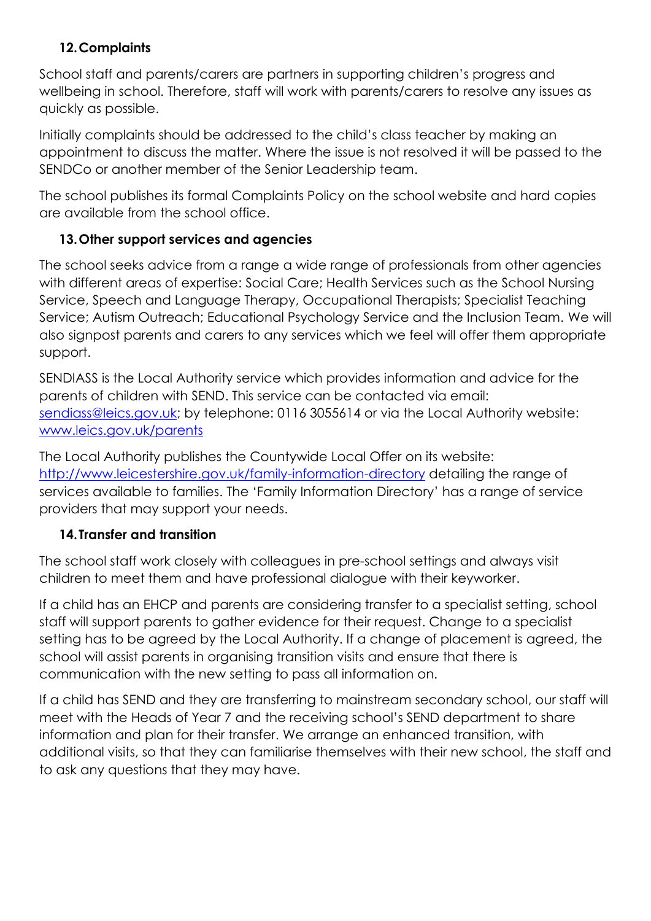## 12. Complaints

School staff and parents/carers are partners in supporting children's progress and wellbeing in school. Therefore, staff will work with parents/carers to resolve any issues as quickly as possible.

Initially complaints should be addressed to the child's class teacher by making an appointment to discuss the matter. Where the issue is not resolved it will be passed to the SENDCo or another member of the Senior Leadership team.

The school publishes its formal Complaints Policy on the school website and hard copies are available from the school office.

## 13. Other support services and agencies

The school seeks advice from a range a wide range of professionals from other agencies with different areas of expertise: Social Care; Health Services such as the School Nursing Service, Speech and Language Therapy, Occupational Therapists; Specialist Teaching Service; Autism Outreach; Educational Psychology Service and the Inclusion Team. We will also signpost parents and carers to any services which we feel will offer them appropriate support.

SENDIASS is the Local Authority service which provides information and advice for the parents of children with SEND. This service can be contacted via email: [sendiass@leics.gov.uk](mailto:sendiass@leics.gov.uk); by telephone: 0116 3055614 or via the Local Authority website: [www.leics.gov.uk/parents](http://www.leics.gov.uk/parents)

The Local Authority publishes the Countywide Local Offer on its website: [http://www.leicestershire.gov.uk/family-information-directory](http://www.leicestershire.gov.uk/family-information-directory) detailing the range of services available to families. The 'Family Information Directory' has a range of service providers that may support your needs.

## 14. Transfer and transition

The school staff work closely with colleagues in pre-school settings and always visit children to meet them and have professional dialogue with their keyworker.

If a child has an EHCP and parents are considering transfer to a specialist setting, school staff will support parents to gather evidence for their request. Change to a specialist setting has to be agreed by the Local Authority. If a change of placement is agreed, the school will assist parents in organising transition visits and ensure that there is communication with the new setting to pass all information on.

If a child has SEND and they are transferring to mainstream secondary school, our staff will meet with the Heads of Year 7 and the receiving school's SEND department to share information and plan for their transfer. We arrange an enhanced transition, with additional visits, so that they can familiarise themselves with their new school, the staff and to ask any questions that they may have.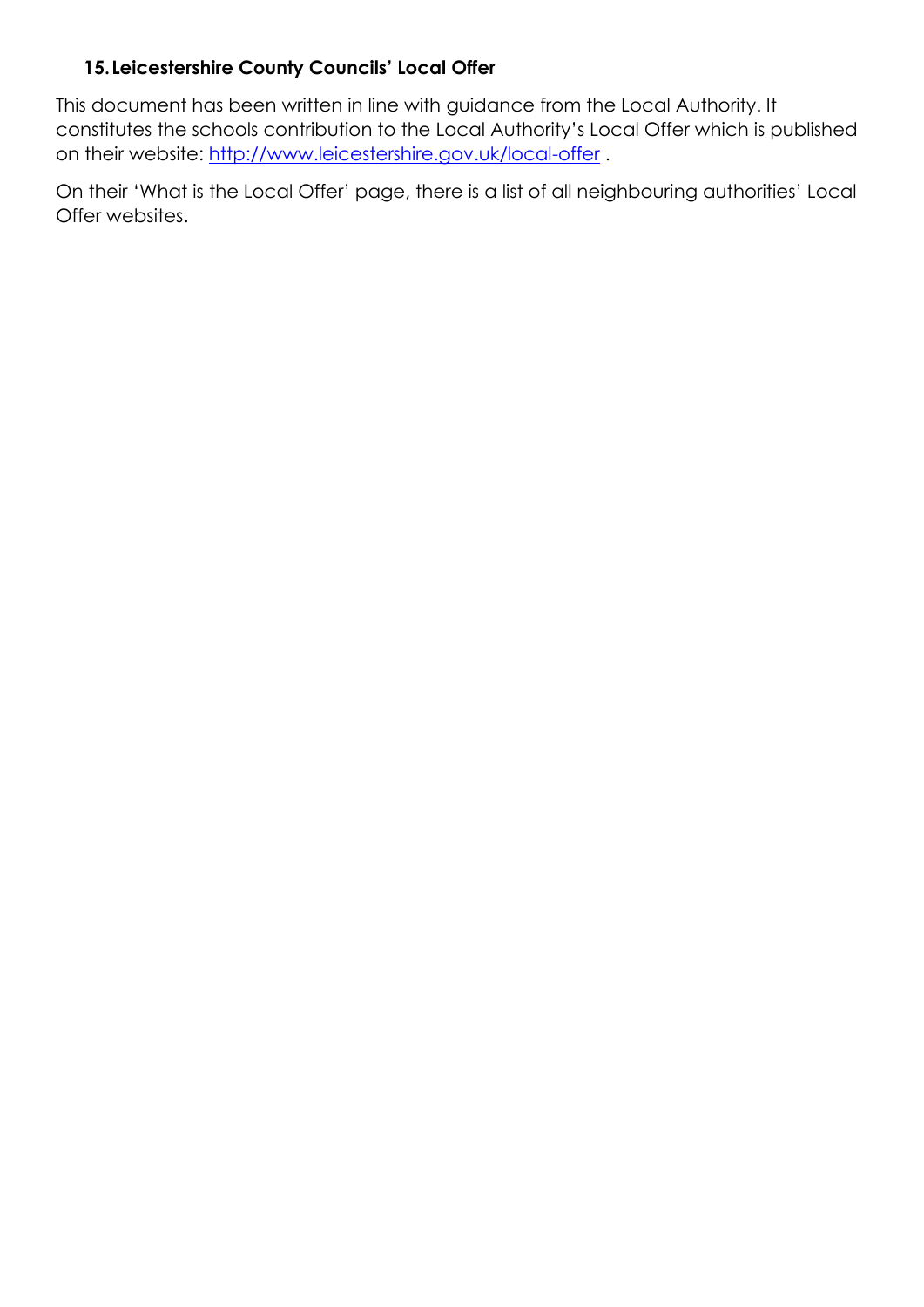## 15. Leicestershire County Councils' Local Offer

This document has been written in line with guidance from the Local Authority. It constitutes the schools contribution to the Local Authority's Local Offer which is published on their website: http://www.leicestershire.gov.uk/local-offer .

On their 'What is the Local Offer' page, there is a list of all neighbouring authorities' Local Offer websites.